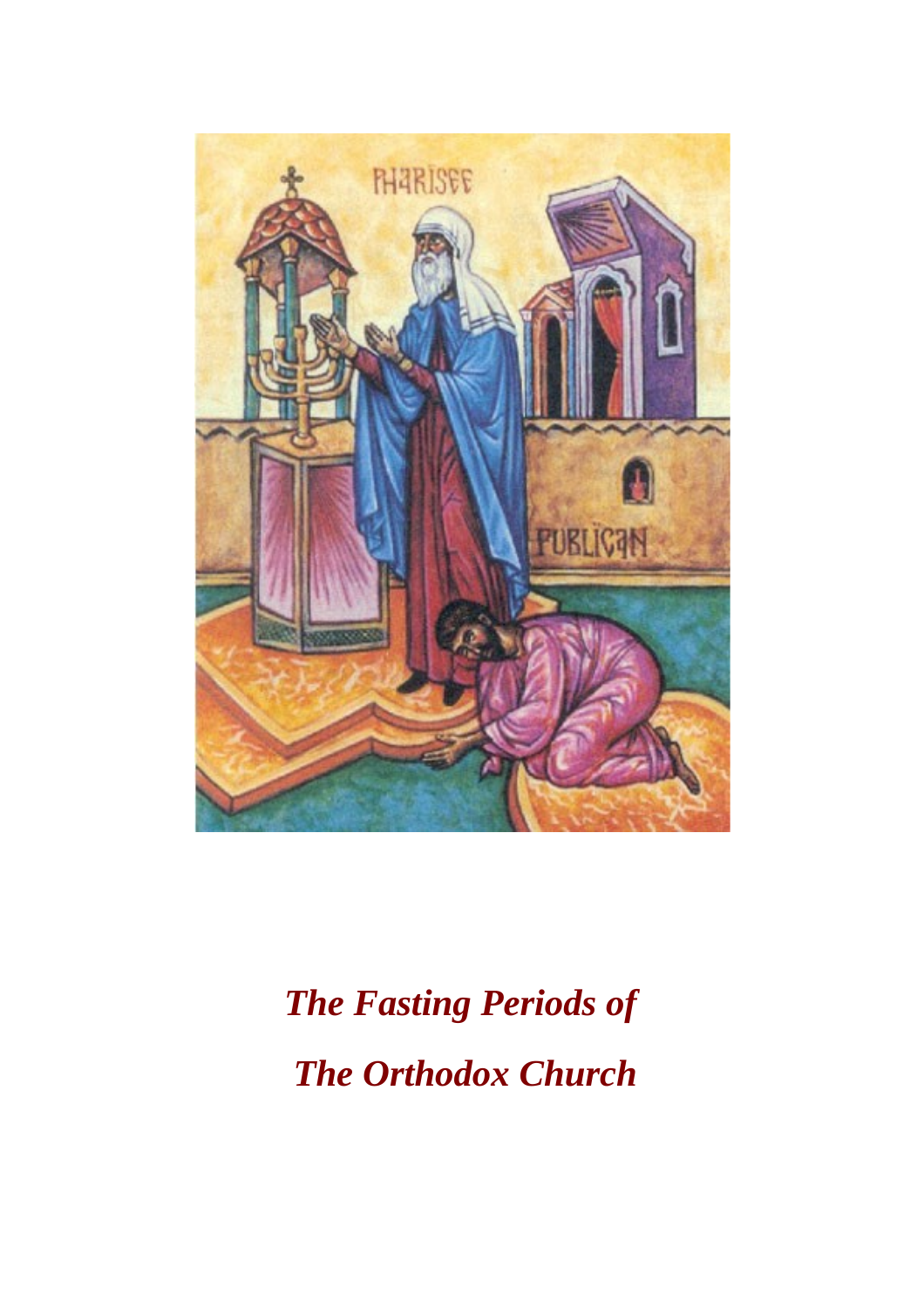# *The Fasting Periods of The Orthodox Church*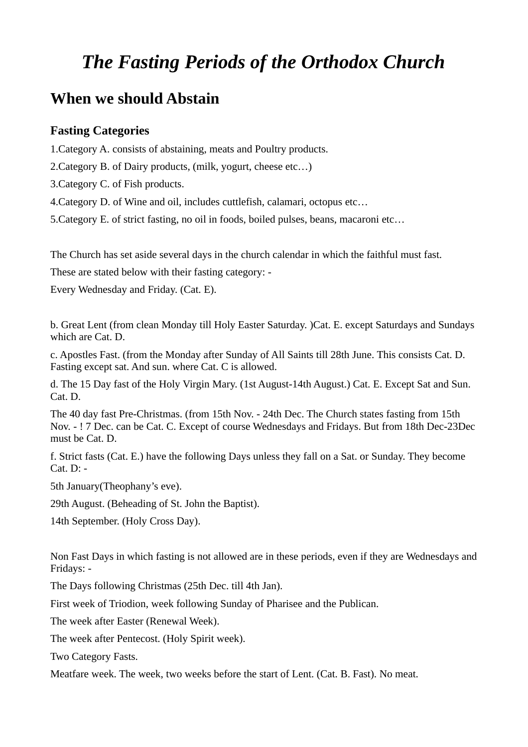#### *The Fasting Periods of the Orthodox Church*

## When we should Abstain

### Fasting Categories

1.Category A. consists of abstaining, meats and Poultry products.

2.Category B. of Dairy products, (milk, yogurt, cheese etc…)

3.Category C. of Fish products.

4.Category D. of Wine and oil, includes cuttlefish, calamari, octopus etc…

5.Category E. of strict fasting, no oil in foods, boiled pulses, beans, macaroni etc…

The Church has set aside several days in the church calendar in which the faithful must fast.

These are stated below with their fasting category: -

Every Wednesday and Friday. (Cat. E).

b. Great Lent (from clean Monday till Holy Easter Saturday. )Cat. E. except Saturdays and Sundays which are Cat. D.

c. Apostles Fast. (from the Monday after Sunday of All Saints till 28th June. This consists Cat. D. Fasting except sat. And sun. where Cat. C is allowed.

d. The 15 Day fast of the Holy Virgin Mary. (1st August-14th August.) Cat. E. Except Sat and Sun. Cat. D.

The 40 day fast Pre-Christmas. (from 15th Nov. - 24th Dec. The Church states fasting from 15th Nov. - ! 7 Dec. can be Cat. C. Except of course Wednesdays and Fridays. But from 18th Dec-23Dec must be Cat. D.

f. Strict fasts (Cat. E.) have the following Days unless they fall on a Sat. or Sunday. They become Cat. D: -

5th January(Theophany's eve).

29th August. (Beheading of St. John the Baptist).

14th September. (Holy Cross Day).

Non Fast Days in which fasting is not allowed are in these periods, even if they are Wednesdays and Fridays: -

The Days following Christmas (25th Dec. till 4th Jan).

First week of Triodion, week following Sunday of Pharisee and the Publican.

The week after Easter (Renewal Week).

The week after Pentecost. (Holy Spirit week).

Two Category Fasts.

Meatfare week. The week, two weeks before the start of Lent. (Cat. B. Fast). No meat.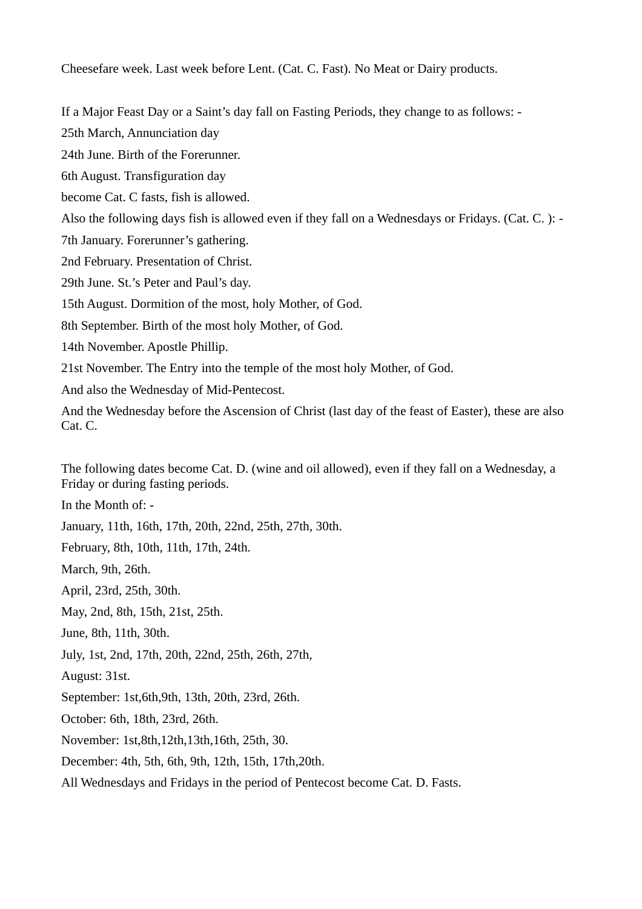Cheesefare week. Last week before Lent. (Cat. C. Fast). No Meat or Dairy products.

If a Major Feast Day or a Saint's day fall on Fasting Periods, they change to as follows: -

25th March, Annunciation day

24th June. Birth of the Forerunner.

6th August. Transfiguration day

become Cat. C fasts, fish is allowed.

Also the following days fish is allowed even if they fall on a Wednesdays or Fridays. (Cat. C. ): -

7th January. Forerunner's gathering.

2nd February. Presentation of Christ.

29th June. St.'s Peter and Paul's day.

15th August. Dormition of the most, holy Mother, of God.

8th September. Birth of the most holy Mother, of God.

14th November. Apostle Phillip.

21st November. The Entry into the temple of the most holy Mother, of God.

And also the Wednesday of Mid-Pentecost.

And the Wednesday before the Ascension of Christ (last day of the feast of Easter), these are also Cat. C.

The following dates become Cat. D. (wine and oil allowed), even if they fall on a Wednesday, a Friday or during fasting periods.

In the Month of: -

January, 11th, 16th, 17th, 20th, 22nd, 25th, 27th, 30th.

February, 8th, 10th, 11th, 17th, 24th.

March, 9th, 26th.

April, 23rd, 25th, 30th.

May, 2nd, 8th, 15th, 21st, 25th.

June, 8th, 11th, 30th.

July, 1st, 2nd, 17th, 20th, 22nd, 25th, 26th, 27th,

August: 31st.

September: 1st,6th,9th, 13th, 20th, 23rd, 26th.

October: 6th, 18th, 23rd, 26th.

November: 1st,8th,12th,13th,16th, 25th, 30.

December: 4th, 5th, 6th, 9th, 12th, 15th, 17th,20th.

All Wednesdays and Fridays in the period of Pentecost become Cat. D. Fasts.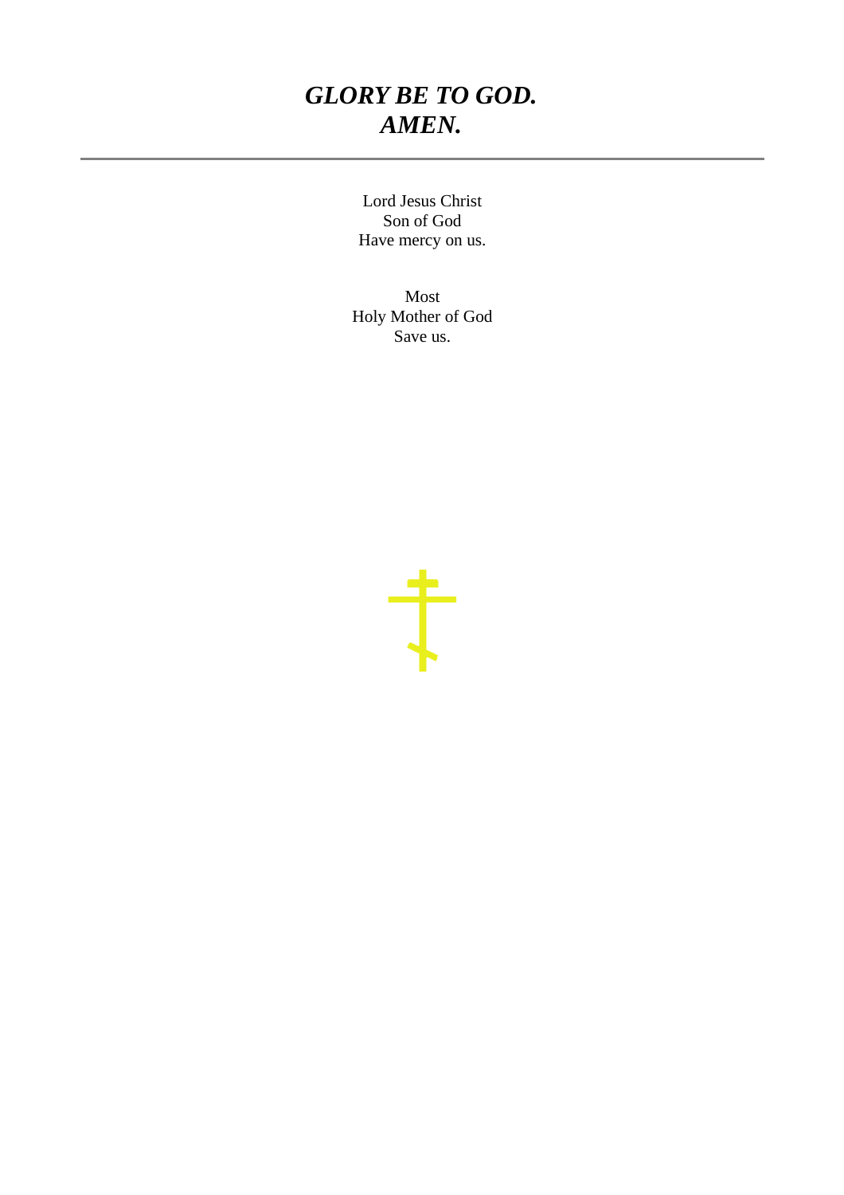***GLORY BE TO GOD.***
***AMEN.***

---

Lord Jesus Christ
Son of God
Have mercy on us.

Most
Holy Mother of God
Save us.